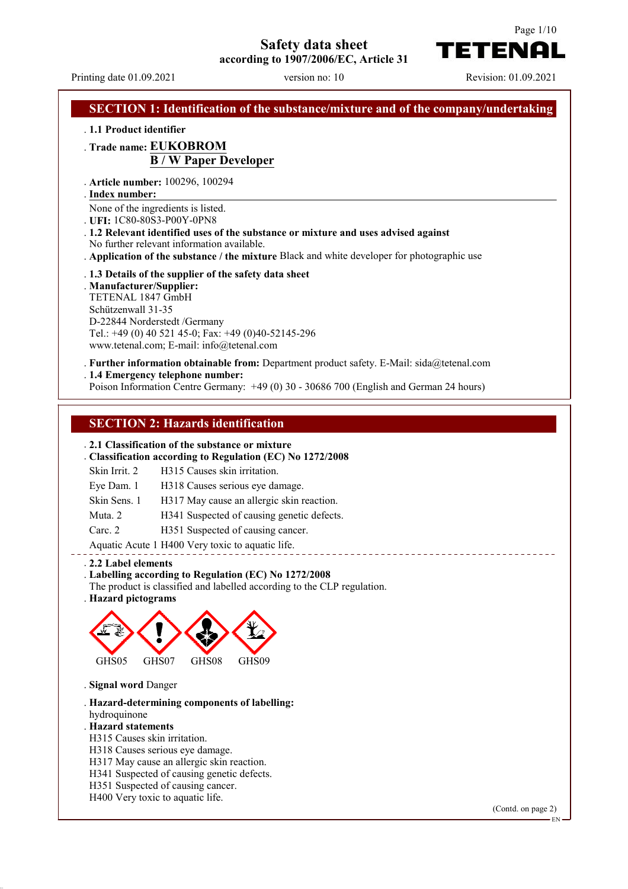# Safety data sheet
according to 1907/2006/EC, Article 31

Printing date 01.09.2021 version no: 10 Revision: 01.09.2021

## SECTION 1: Identification of the substance/mixture and of the company/undertaking

. **1.1 Product identifier**

. **Trade name: EUKOBROM B / W Paper Developer**

. **Article number:** 100296, 100294

. **Index number:**

None of the ingredients is listed.

. **UFI:** 1C80-80S3-P00Y-0PN8

. **1.2 Relevant identified uses of the substance or mixture and uses advised against**

No further relevant information available.

. **Application of the substance / the mixture** Black and white developer for photographic use

. **1.3 Details of the supplier of the safety data sheet**

. **Manufacturer/Supplier:**

TETENAL 1847 GmbH
Schützenwall 31-35
D-22844 Norderstedt /Germany
Tel.: +49 (0) 40 521 45-0; Fax: +49 (0)40-52145-296
www.tetenal.com; E-mail: info@tetenal.com

. **Further information obtainable from:** Department product safety. E-Mail: sida@tetenal.com

. **1.4 Emergency telephone number:**

Poison Information Centre Germany: +49 (0) 30 - 30686 700 (English and German 24 hours)

## SECTION 2: Hazards identification

. **2.1 Classification of the substance or mixture**

. **Classification according to Regulation (EC) No 1272/2008**

| | |
|---|---|
| Skin Irrit. 2 | H315 Causes skin irritation. |
| Eye Dam. 1 | H318 Causes serious eye damage. |
| Skin Sens. 1 | H317 May cause an allergic skin reaction. |
| Muta. 2 | H341 Suspected of causing genetic defects. |
| Carc. 2 | H351 Suspected of causing cancer. |
| Aquatic Acute 1 | H400 Very toxic to aquatic life. |

. **2.2 Label elements**

. **Labelling according to Regulation (EC) No 1272/2008**

The product is classified and labelled according to the CLP regulation.

. **Hazard pictograms**

GHS05 GHS07 GHS08 GHS09

. **Signal word** Danger

. **Hazard-determining components of labelling:**

hydroquinone

. **Hazard statements**

H315 Causes skin irritation.
H318 Causes serious eye damage.
H317 May cause an allergic skin reaction.
H341 Suspected of causing genetic defects.
H351 Suspected of causing cancer.
H400 Very toxic to aquatic life.

(Contd. on page 2)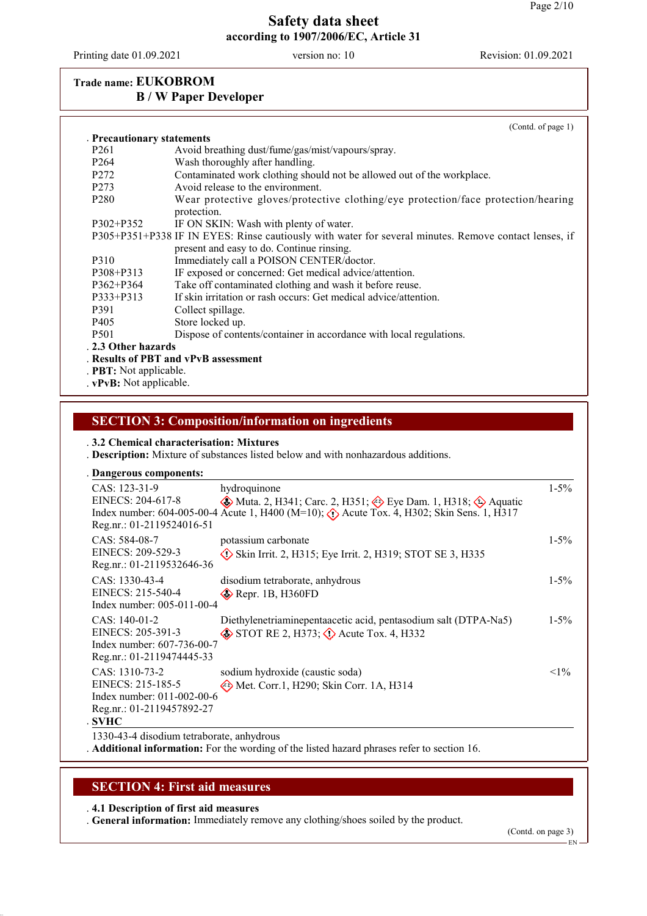**Trade name: EUKOBROM**
**B / W Paper Developer**

(Contd. of page 1)

**Precautionary statements**

| | |
|---|---|
| P261 | Avoid breathing dust/fume/gas/mist/vapours/spray. |
| P264 | Wash thoroughly after handling. |
| P272 | Contaminated work clothing should not be allowed out of the workplace. |
| P273 | Avoid release to the environment. |
| P280 | Wear protective gloves/protective clothing/eye protection/face protection/hearing protection. |
| P302+P352 | IF ON SKIN: Wash with plenty of water. |
| P305+P351+P338 | IF IN EYES: Rinse cautiously with water for several minutes. Remove contact lenses, if present and easy to do. Continue rinsing. |
| P310 | Immediately call a POISON CENTER/doctor. |
| P308+P313 | IF exposed or concerned: Get medical advice/attention. |
| P362+P364 | Take off contaminated clothing and wash it before reuse. |
| P333+P313 | If skin irritation or rash occurs: Get medical advice/attention. |
| P391 | Collect spillage. |
| P405 | Store locked up. |
| P501 | Dispose of contents/container in accordance with local regulations. |

**2.3 Other hazards**

**Results of PBT and vPvB assessment**

**PBT:** Not applicable.

**vPvB:** Not applicable.

## SECTION 3: Composition/information on ingredients

**3.2 Chemical characterisation: Mixtures**

**Description:** Mixture of substances listed below and with nonhazardous additions.

**Dangerous components:**

| Identifiers | Substance / Classification | % |
|---|---|---|
| CAS: 123-31-9<br>EINECS: 204-617-8<br>Index number: 604-005-00-4<br>Reg.nr.: 01-2119524016-51 | hydroquinone<br>Muta. 2, H341; Carc. 2, H351; Eye Dam. 1, H318; Aquatic Acute 1, H400 (M=10); Acute Tox. 4, H302; Skin Sens. 1, H317 | 1-5% |
| CAS: 584-08-7<br>EINECS: 209-529-3<br>Reg.nr.: 01-2119532646-36 | potassium carbonate<br>Skin Irrit. 2, H315; Eye Irrit. 2, H319; STOT SE 3, H335 | 1-5% |
| CAS: 1330-43-4<br>EINECS: 215-540-4<br>Index number: 005-011-00-4 | disodium tetraborate, anhydrous<br>Repr. 1B, H360FD | 1-5% |
| CAS: 140-01-2<br>EINECS: 205-391-3<br>Index number: 607-736-00-7<br>Reg.nr.: 01-2119474445-33 | Diethylenetriaminepentaacetic acid, pentasodium salt (DTPA-Na5)<br>STOT RE 2, H373; Acute Tox. 4, H332 | 1-5% |
| CAS: 1310-73-2<br>EINECS: 215-185-5<br>Index number: 011-002-00-6<br>Reg.nr.: 01-2119457892-27 | sodium hydroxide (caustic soda)<br>Met. Corr.1, H290; Skin Corr. 1A, H314 | <1% |

**SVHC**

1330-43-4 disodium tetraborate, anhydrous

**Additional information:** For the wording of the listed hazard phrases refer to section 16.

## SECTION 4: First aid measures

**4.1 Description of first aid measures**

**General information:** Immediately remove any clothing/shoes soiled by the product.

(Contd. on page 3)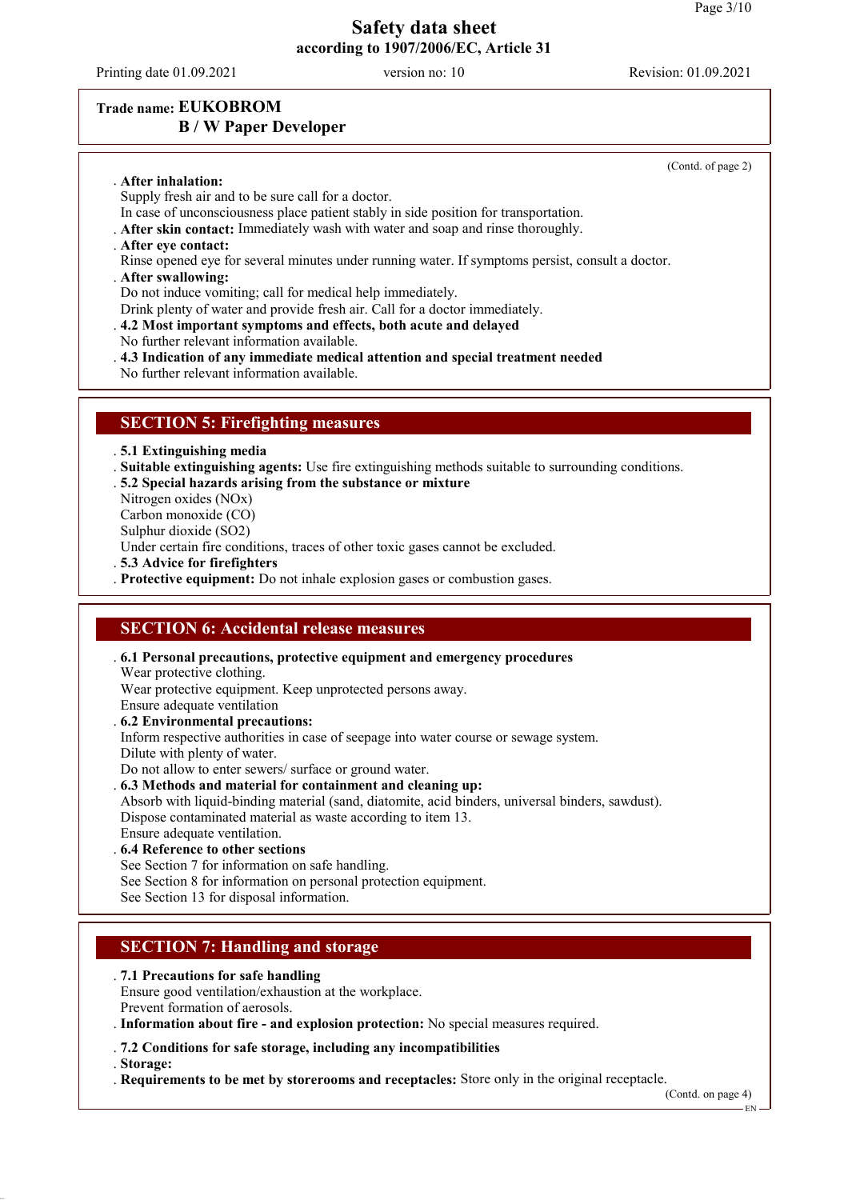**Trade name: EUKOBROM B / W Paper Developer**

(Contd. of page 2)

- **After inhalation:**
  Supply fresh air and to be sure call for a doctor.
  In case of unconsciousness place patient stably in side position for transportation.
- **After skin contact:** Immediately wash with water and soap and rinse thoroughly.
- **After eye contact:**
  Rinse opened eye for several minutes under running water. If symptoms persist, consult a doctor.
- **After swallowing:**
  Do not induce vomiting; call for medical help immediately.
  Drink plenty of water and provide fresh air. Call for a doctor immediately.
- **4.2 Most important symptoms and effects, both acute and delayed**
  No further relevant information available.
- **4.3 Indication of any immediate medical attention and special treatment needed**
  No further relevant information available.

## SECTION 5: Firefighting measures

- **5.1 Extinguishing media**
- **Suitable extinguishing agents:** Use fire extinguishing methods suitable to surrounding conditions.
- **5.2 Special hazards arising from the substance or mixture**
  Nitrogen oxides (NOx)
  Carbon monoxide (CO)
  Sulphur dioxide ($SO_2$)
  Under certain fire conditions, traces of other toxic gases cannot be excluded.
- **5.3 Advice for firefighters**
- **Protective equipment:** Do not inhale explosion gases or combustion gases.

## SECTION 6: Accidental release measures

- **6.1 Personal precautions, protective equipment and emergency procedures**
  Wear protective clothing.
  Wear protective equipment. Keep unprotected persons away.
  Ensure adequate ventilation
- **6.2 Environmental precautions:**
  Inform respective authorities in case of seepage into water course or sewage system.
  Dilute with plenty of water.
  Do not allow to enter sewers/ surface or ground water.
- **6.3 Methods and material for containment and cleaning up:**
  Absorb with liquid-binding material (sand, diatomite, acid binders, universal binders, sawdust).
  Dispose contaminated material as waste according to item 13.
  Ensure adequate ventilation.
- **6.4 Reference to other sections**
  See Section 7 for information on safe handling.
  See Section 8 for information on personal protection equipment.
  See Section 13 for disposal information.

## SECTION 7: Handling and storage

- **7.1 Precautions for safe handling**
  Ensure good ventilation/exhaustion at the workplace.
  Prevent formation of aerosols.
- **Information about fire - and explosion protection:** No special measures required.
- **7.2 Conditions for safe storage, including any incompatibilities**
- **Storage:**
- **Requirements to be met by storerooms and receptacles:** Store only in the original receptacle.

(Contd. on page 4)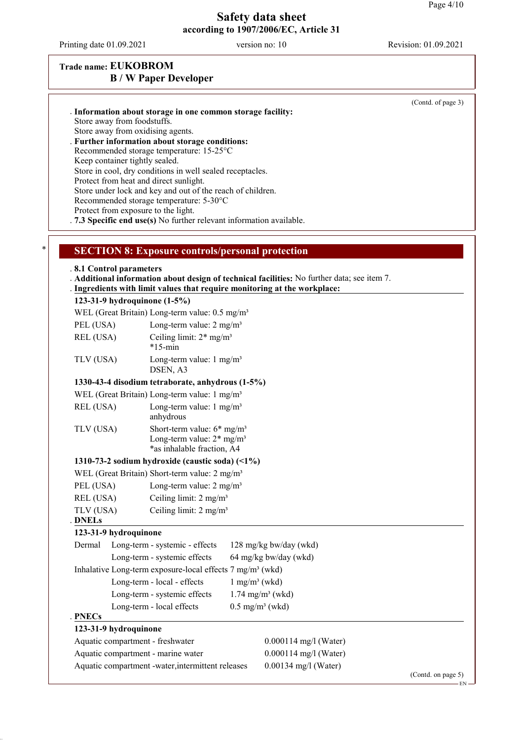# Safety data sheet
**according to 1907/2006/EC, Article 31**

Printing date 01.09.2021 version no: 10 Revision: 01.09.2021

**Trade name: EUKOBROM B / W Paper Developer**

(Contd. of page 3)

· **Information about storage in one common storage facility:**
Store away from foodstuffs.
Store away from oxidising agents.

· **Further information about storage conditions:**
Recommended storage temperature: 15-25°C
Keep container tightly sealed.
Store in cool, dry conditions in well sealed receptacles.
Protect from heat and direct sunlight.
Store under lock and key and out of the reach of children.
Recommended storage temperature: 5-30°C
Protect from exposure to the light.

· **7.3 Specific end use(s)** No further relevant information available.

## SECTION 8: Exposure controls/personal protection

· **8.1 Control parameters**

· **Additional information about design of technical facilities:** No further data; see item 7.

· **Ingredients with limit values that require monitoring at the workplace:**

**123-31-9 hydroquinone (1-5%)**

| | |
|---|---|
| WEL (Great Britain) | Long-term value: 0.5 mg/m³ |
| PEL (USA) | Long-term value: 2 mg/m³ |
| REL (USA) | Ceiling limit: 2* mg/m³<br>*15-min |
| TLV (USA) | Long-term value: 1 mg/m³<br>DSEN, A3 |

**1330-43-4 disodium tetraborate, anhydrous (1-5%)**

| | |
|---|---|
| WEL (Great Britain) | Long-term value: 1 mg/m³ |
| REL (USA) | Long-term value: 1 mg/m³<br>anhydrous |
| TLV (USA) | Short-term value: 6* mg/m³<br>Long-term value: 2* mg/m³<br>*as inhalable fraction, A4 |

**1310-73-2 sodium hydroxide (caustic soda) (<1%)**

| | |
|---|---|
| WEL (Great Britain) | Short-term value: 2 mg/m³ |
| PEL (USA) | Long-term value: 2 mg/m³ |
| REL (USA) | Ceiling limit: 2 mg/m³ |
| TLV (USA) | Ceiling limit: 2 mg/m³ |

· **DNELs**

**123-31-9 hydroquinone**

| | | |
|---|---|---|
| Dermal | Long-term - systemic - effects | 128 mg/kg bw/day (wkd) |
| | Long-term - systemic effects | 64 mg/kg bw/day (wkd) |
| Inhalative | Long-term exposure-local effects | 7 mg/m³ (wkd) |
| | Long-term - local - effects | 1 mg/m³ (wkd) |
| | Long-term - systemic effects | 1.74 mg/m³ (wkd) |
| | Long-term - local effects | 0.5 mg/m³ (wkd) |

· **PNECs**

**123-31-9 hydroquinone**

| | |
|---|---|
| Aquatic compartment - freshwater | 0.000114 mg/l (Water) |
| Aquatic compartment - marine water | 0.000114 mg/l (Water) |
| Aquatic compartment -water,intermittent releases | 0.00134 mg/l (Water) |

(Contd. on page 5)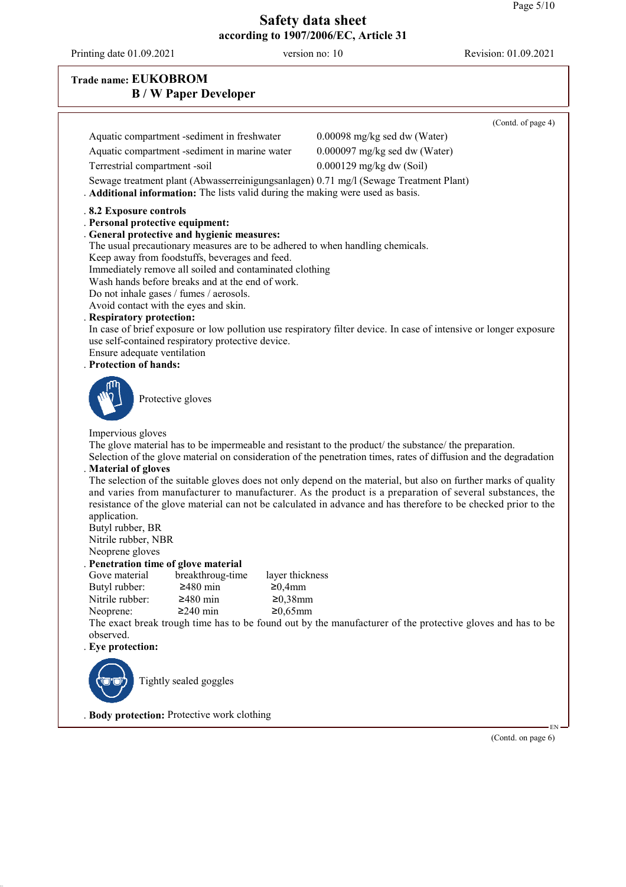**Trade name: EUKOBROM**
**B / W Paper Developer**

(Contd. of page 4)

| | |
|---|---|
| Aquatic compartment -sediment in freshwater | 0.00098 mg/kg sed dw (Water) |
| Aquatic compartment -sediment in marine water | 0.000097 mg/kg sed dw (Water) |
| Terrestrial compartment -soil | 0.000129 mg/kg dw (Soil) |

Sewage treatment plant (Abwasserreinigungsanlagen) 0.71 mg/l (Sewage Treatment Plant)

· **Additional information:** The lists valid during the making were used as basis.

· **8.2 Exposure controls**

· **Personal protective equipment:**

· **General protective and hygienic measures:**
The usual precautionary measures are to be adhered to when handling chemicals.
Keep away from foodstuffs, beverages and feed.
Immediately remove all soiled and contaminated clothing
Wash hands before breaks and at the end of work.
Do not inhale gases / fumes / aerosols.
Avoid contact with the eyes and skin.

· **Respiratory protection:**
In case of brief exposure or low pollution use respiratory filter device. In case of intensive or longer exposure use self-contained respiratory protective device.
Ensure adequate ventilation

· **Protection of hands:**

Protective gloves

Impervious gloves
The glove material has to be impermeable and resistant to the product/ the substance/ the preparation.
Selection of the glove material on consideration of the penetration times, rates of diffusion and the degradation

· **Material of gloves**
The selection of the suitable gloves does not only depend on the material, but also on further marks of quality and varies from manufacturer to manufacturer. As the product is a preparation of several substances, the resistance of the glove material can not be calculated in advance and has therefore to be checked prior to the application.
Butyl rubber, BR
Nitrile rubber, NBR
Neoprene gloves

· **Penetration time of glove material**

| Gove material | breakthroug-time | layer thickness |
|---|---|---|
| Butyl rubber: | ≥480 min | ≥0,4mm |
| Nitrile rubber: | ≥480 min | ≥0,38mm |
| Neoprene: | ≥240 min | ≥0,65mm |

The exact break trough time has to be found out by the manufacturer of the protective gloves and has to be observed.

· **Eye protection:**

Tightly sealed goggles

· **Body protection:** Protective work clothing

(Contd. on page 6)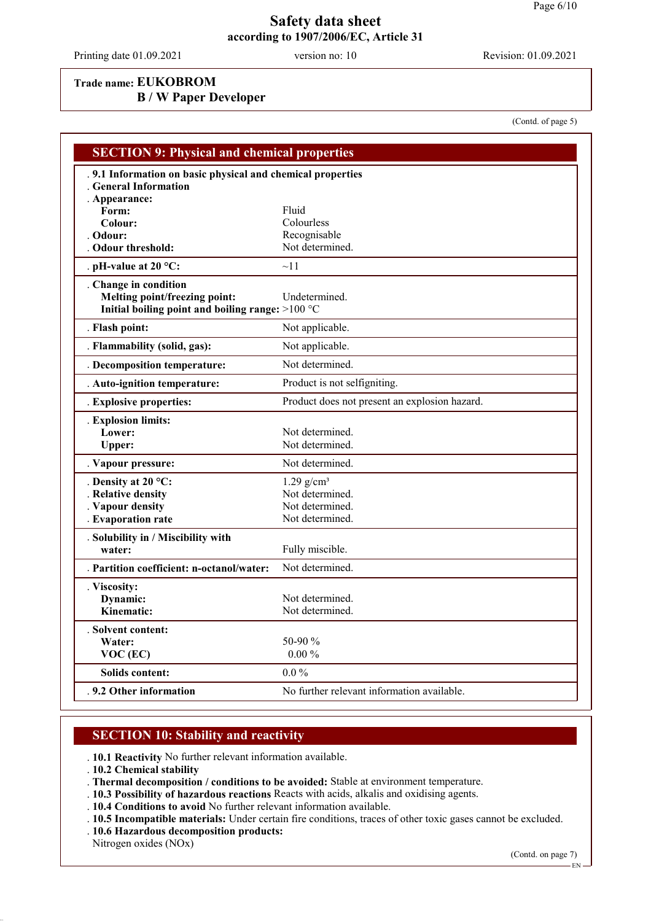**Trade name: EUKOBROM**
**B / W Paper Developer**

(Contd. of page 5)

## SECTION 9: Physical and chemical properties

| Property | Value |
|---|---|
| **9.1 Information on basic physical and chemical properties** | |
| **General Information** | |
| **Appearance:** | |
| **Form:** | Fluid |
| **Colour:** | Colourless |
| **Odour:** | Recognisable |
| **Odour threshold:** | Not determined. |
| **pH-value at 20 °C:** | ~11 |
| **Change in condition** | |
| **Melting point/freezing point:** | Undetermined. |
| **Initial boiling point and boiling range:** | >100 °C |
| **Flash point:** | Not applicable. |
| **Flammability (solid, gas):** | Not applicable. |
| **Decomposition temperature:** | Not determined. |
| **Auto-ignition temperature:** | Product is not selfigniting. |
| **Explosive properties:** | Product does not present an explosion hazard. |
| **Explosion limits:** | |
| **Lower:** | Not determined. |
| **Upper:** | Not determined. |
| **Vapour pressure:** | Not determined. |
| **Density at 20 °C:** | 1.29 g/cm³ |
| **Relative density** | Not determined. |
| **Vapour density** | Not determined. |
| **Evaporation rate** | Not determined. |
| **Solubility in / Miscibility with water:** | Fully miscible. |
| **Partition coefficient: n-octanol/water:** | Not determined. |
| **Viscosity:** | |
| **Dynamic:** | Not determined. |
| **Kinematic:** | Not determined. |
| **Solvent content:** | |
| **Water:** | 50-90 % |
| **VOC (EC)** | 0.00 % |
| **Solids content:** | 0.0 % |
| **9.2 Other information** | No further relevant information available. |

## SECTION 10: Stability and reactivity

- **10.1 Reactivity** No further relevant information available.
- **10.2 Chemical stability**
- **Thermal decomposition / conditions to be avoided:** Stable at environment temperature.
- **10.3 Possibility of hazardous reactions** Reacts with acids, alkalis and oxidising agents.
- **10.4 Conditions to avoid** No further relevant information available.
- **10.5 Incompatible materials:** Under certain fire conditions, traces of other toxic gases cannot be excluded.
- **10.6 Hazardous decomposition products:**
  Nitrogen oxides (NOx)

(Contd. on page 7)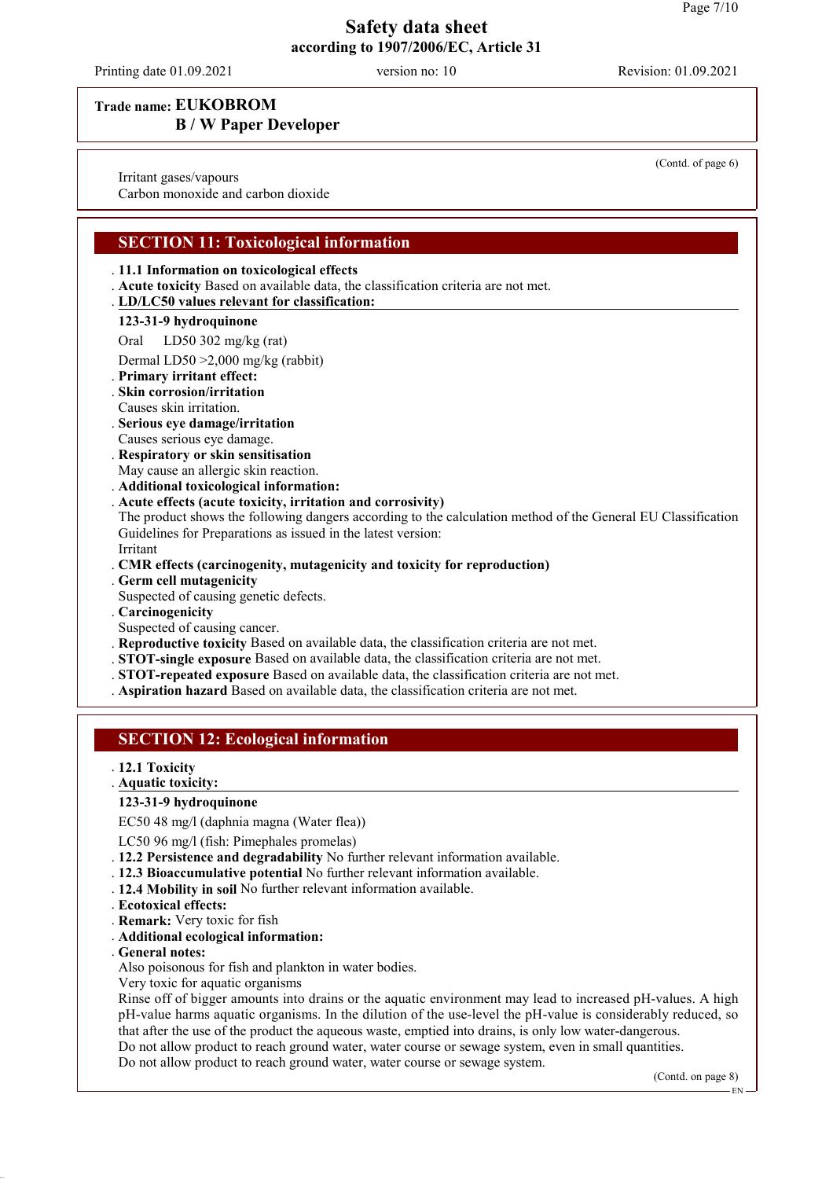**Safety data sheet**
**according to 1907/2006/EC, Article 31**

Printing date 01.09.2021 version no: 10 Revision: 01.09.2021

**Trade name: EUKOBROM**
**B / W Paper Developer**

(Contd. of page 6)

Irritant gases/vapours
Carbon monoxide and carbon dioxide

## SECTION 11: Toxicological information

- **11.1 Information on toxicological effects**
- **Acute toxicity** Based on available data, the classification criteria are not met.
- **LD/LC50 values relevant for classification:**

**123-31-9 hydroquinone**

| | |
|---|---|
| Oral | LD50 302 mg/kg (rat) |
| Dermal | LD50 >2,000 mg/kg (rabbit) |

- **Primary irritant effect:**
- **Skin corrosion/irritation**
  Causes skin irritation.
- **Serious eye damage/irritation**
  Causes serious eye damage.
- **Respiratory or skin sensitisation**
  May cause an allergic skin reaction.
- **Additional toxicological information:**
- **Acute effects (acute toxicity, irritation and corrosivity)**
  The product shows the following dangers according to the calculation method of the General EU Classification Guidelines for Preparations as issued in the latest version:
  Irritant
- **CMR effects (carcinogenity, mutagenicity and toxicity for reproduction)**
- **Germ cell mutagenicity**
  Suspected of causing genetic defects.
- **Carcinogenicity**
  Suspected of causing cancer.
- **Reproductive toxicity** Based on available data, the classification criteria are not met.
- **STOT-single exposure** Based on available data, the classification criteria are not met.
- **STOT-repeated exposure** Based on available data, the classification criteria are not met.
- **Aspiration hazard** Based on available data, the classification criteria are not met.

## SECTION 12: Ecological information

- **12.1 Toxicity**
- **Aquatic toxicity:**

**123-31-9 hydroquinone**

EC50 48 mg/l (daphnia magna (Water flea))

LC50 96 mg/l (fish: Pimephales promelas)

- **12.2 Persistence and degradability** No further relevant information available.
- **12.3 Bioaccumulative potential** No further relevant information available.
- **12.4 Mobility in soil** No further relevant information available.
- **Ecotoxical effects:**
- **Remark:** Very toxic for fish
- **Additional ecological information:**
- **General notes:**
  Also poisonous for fish and plankton in water bodies.
  Very toxic for aquatic organisms
  Rinse off of bigger amounts into drains or the aquatic environment may lead to increased pH-values. A high pH-value harms aquatic organisms. In the dilution of the use-level the pH-value is considerably reduced, so that after the use of the product the aqueous waste, emptied into drains, is only low water-dangerous.
  Do not allow product to reach ground water, water course or sewage system, even in small quantities.
  Do not allow product to reach ground water, water course or sewage system.

(Contd. on page 8)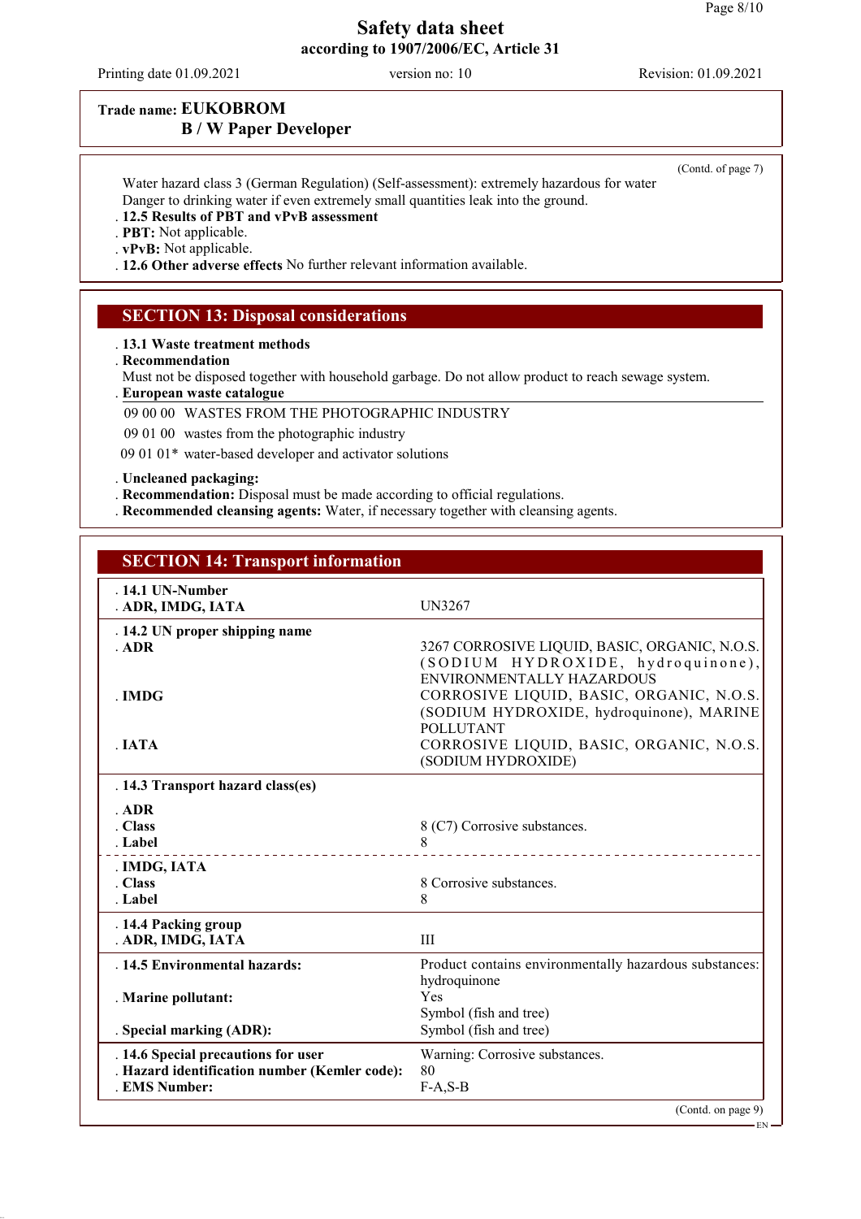**Trade name: EUKOBROM**
**B / W Paper Developer**

(Contd. of page 7)

Water hazard class 3 (German Regulation) (Self-assessment): extremely hazardous for water
Danger to drinking water if even extremely small quantities leak into the ground.

- **12.5 Results of PBT and vPvB assessment**
- **PBT:** Not applicable.
- **vPvB:** Not applicable.
- **12.6 Other adverse effects** No further relevant information available.

## SECTION 13: Disposal considerations

- **13.1 Waste treatment methods**
- **Recommendation**
  Must not be disposed together with household garbage. Do not allow product to reach sewage system.
- **European waste catalogue**

| | |
|---|---|
| 09 00 00 | WASTES FROM THE PHOTOGRAPHIC INDUSTRY |
| 09 01 00 | wastes from the photographic industry |
| 09 01 01* | water-based developer and activator solutions |

- **Uncleaned packaging:**
- **Recommendation:** Disposal must be made according to official regulations.
- **Recommended cleansing agents:** Water, if necessary together with cleansing agents.

## SECTION 14: Transport information

| | |
|---|---|
| **14.1 UN-Number** | |
| **ADR, IMDG, IATA** | UN3267 |
| **14.2 UN proper shipping name** | |
| **ADR** | 3267 CORROSIVE LIQUID, BASIC, ORGANIC, N.O.S. (SODIUM HYDROXIDE, hydroquinone), ENVIRONMENTALLY HAZARDOUS |
| **IMDG** | CORROSIVE LIQUID, BASIC, ORGANIC, N.O.S. (SODIUM HYDROXIDE, hydroquinone), MARINE POLLUTANT |
| **IATA** | CORROSIVE LIQUID, BASIC, ORGANIC, N.O.S. (SODIUM HYDROXIDE) |
| **14.3 Transport hazard class(es)** | |
| **ADR** | |
| **Class** | 8 (C7) Corrosive substances. |
| **Label** | 8 |
| **IMDG, IATA** | |
| **Class** | 8 Corrosive substances. |
| **Label** | 8 |
| **14.4 Packing group** | |
| **ADR, IMDG, IATA** | III |
| **14.5 Environmental hazards:** | Product contains environmentally hazardous substances: hydroquinone |
| **Marine pollutant:** | Yes<br>Symbol (fish and tree) |
| **Special marking (ADR):** | Symbol (fish and tree) |
| **14.6 Special precautions for user** | Warning: Corrosive substances. |
| **Hazard identification number (Kemler code):** | 80 |
| **EMS Number:** | F-A,S-B |

(Contd. on page 9)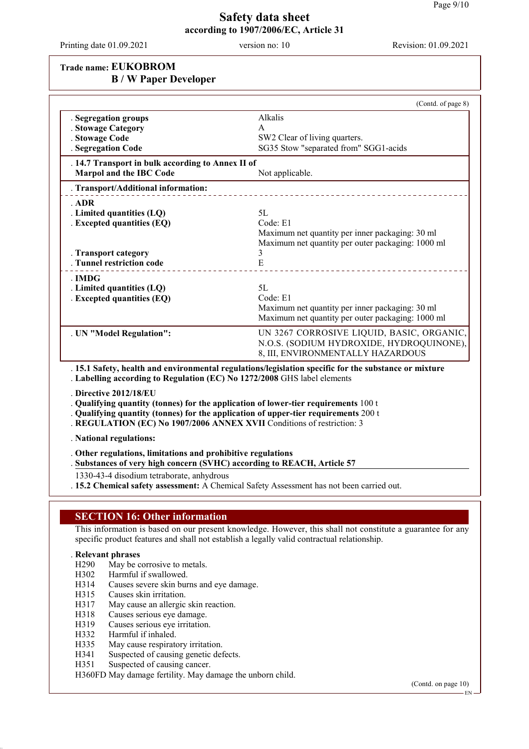**Trade name: EUKOBROM**
**B / W Paper Developer**

(Contd. of page 8)

| | |
|---|---|
| . **Segregation groups** | Alkalis |
| . **Stowage Category** | A |
| . **Stowage Code** | SW2 Clear of living quarters. |
| . **Segregation Code** | SG35 Stow "separated from" SGG1-acids |
| . **14.7 Transport in bulk according to Annex II of Marpol and the IBC Code** | Not applicable. |
| . **Transport/Additional information:** | |
| . **ADR** | |
| . **Limited quantities (LQ)** | 5L |
| . **Excepted quantities (EQ)** | Code: E1<br>Maximum net quantity per inner packaging: 30 ml<br>Maximum net quantity per outer packaging: 1000 ml |
| . **Transport category** | 3 |
| . **Tunnel restriction code** | E |
| . **IMDG** | |
| . **Limited quantities (LQ)** | 5L |
| . **Excepted quantities (EQ)** | Code: E1<br>Maximum net quantity per inner packaging: 30 ml<br>Maximum net quantity per outer packaging: 1000 ml |
| . **UN "Model Regulation":** | UN 3267 CORROSIVE LIQUID, BASIC, ORGANIC, N.O.S. (SODIUM HYDROXIDE, HYDROQUINONE), 8, III, ENVIRONMENTALLY HAZARDOUS |

. **15.1 Safety, health and environmental regulations/legislation specific for the substance or mixture**
. **Labelling according to Regulation (EC) No 1272/2008** GHS label elements

. **Directive 2012/18/EU**
. **Qualifying quantity (tonnes) for the application of lower-tier requirements** 100 t
. **Qualifying quantity (tonnes) for the application of upper-tier requirements** 200 t
. **REGULATION (EC) No 1907/2006 ANNEX XVII** Conditions of restriction: 3

. **National regulations:**

. **Other regulations, limitations and prohibitive regulations**
. **Substances of very high concern (SVHC) according to REACH, Article 57**

1330-43-4 disodium tetraborate, anhydrous

. **15.2 Chemical safety assessment:** A Chemical Safety Assessment has not been carried out.

## SECTION 16: Other information

This information is based on our present knowledge. However, this shall not constitute a guarantee for any specific product features and shall not establish a legally valid contractual relationship.

. **Relevant phrases**

H290 May be corrosive to metals.
H302 Harmful if swallowed.
H314 Causes severe skin burns and eye damage.
H315 Causes skin irritation.
H317 May cause an allergic skin reaction.
H318 Causes serious eye damage.
H319 Causes serious eye irritation.
H332 Harmful if inhaled.
H335 May cause respiratory irritation.
H341 Suspected of causing genetic defects.
H351 Suspected of causing cancer.
H360FD May damage fertility. May damage the unborn child.

(Contd. on page 10)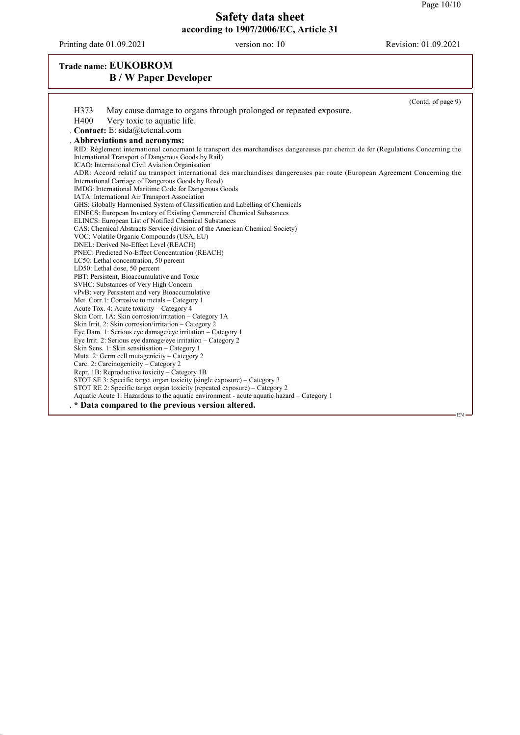# Safety data sheet
**according to 1907/2006/EC, Article 31**

Printing date 01.09.2021 version no: 10 Revision: 01.09.2021

**Trade name: EUKOBROM B / W Paper Developer**

(Contd. of page 9)

H373 May cause damage to organs through prolonged or repeated exposure.
H400 Very toxic to aquatic life.

· **Contact:** E: sida@tetenal.com

· **Abbreviations and acronyms:**

RID: Règlement international concernant le transport des marchandises dangereuses par chemin de fer (Regulations Concerning the International Transport of Dangerous Goods by Rail)
ICAO: International Civil Aviation Organisation
ADR: Accord relatif au transport international des marchandises dangereuses par route (European Agreement Concerning the International Carriage of Dangerous Goods by Road)
IMDG: International Maritime Code for Dangerous Goods
IATA: International Air Transport Association
GHS: Globally Harmonised System of Classification and Labelling of Chemicals
EINECS: European Inventory of Existing Commercial Chemical Substances
ELINCS: European List of Notified Chemical Substances
CAS: Chemical Abstracts Service (division of the American Chemical Society)
VOC: Volatile Organic Compounds (USA, EU)
DNEL: Derived No-Effect Level (REACH)
PNEC: Predicted No-Effect Concentration (REACH)
LC50: Lethal concentration, 50 percent
LD50: Lethal dose, 50 percent
PBT: Persistent, Bioaccumulative and Toxic
SVHC: Substances of Very High Concern
vPvB: very Persistent and very Bioaccumulative
Met. Corr.1: Corrosive to metals – Category 1
Acute Tox. 4: Acute toxicity – Category 4
Skin Corr. 1A: Skin corrosion/irritation – Category 1A
Skin Irrit. 2: Skin corrosion/irritation – Category 2
Eye Dam. 1: Serious eye damage/eye irritation – Category 1
Eye Irrit. 2: Serious eye damage/eye irritation – Category 2
Skin Sens. 1: Skin sensitisation – Category 1
Muta. 2: Germ cell mutagenicity – Category 2
Carc. 2: Carcinogenicity – Category 2
Repr. 1B: Reproductive toxicity – Category 1B
STOT SE 3: Specific target organ toxicity (single exposure) – Category 3
STOT RE 2: Specific target organ toxicity (repeated exposure) – Category 2
Aquatic Acute 1: Hazardous to the aquatic environment - acute aquatic hazard – Category 1

· **\* Data compared to the previous version altered.**